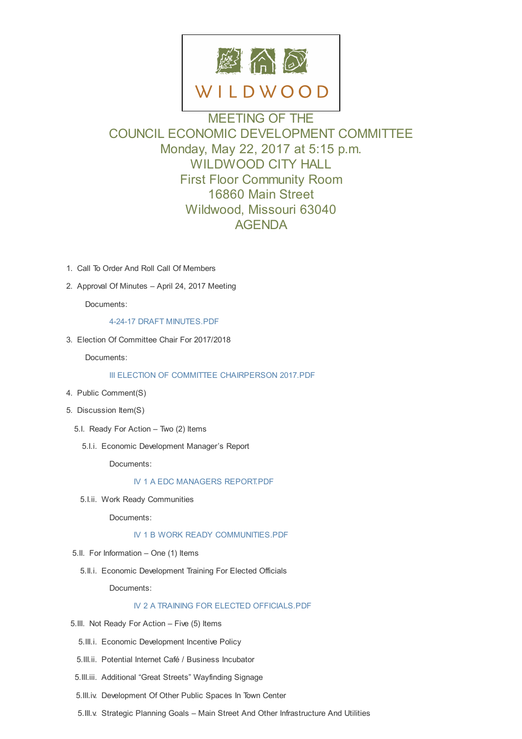WILDWOOD

# MEETING OF THE
# COUNCIL ECONOMIC DEVELOPMENT COMMITTEE
## Monday, May 22, 2017 at 5:15 p.m.
## WILDWOOD CITY HALL
## First Floor Community Room
## 16860 Main Street
## Wildwood, Missouri 63040
## AGENDA

1. Call To Order And Roll Call Of Members
2. Approval Of Minutes – April 24, 2017 Meeting

   Documents:

   4-24-17 DRAFT MINUTES.PDF

3. Election Of Committee Chair For 2017/2018

   Documents:

   III ELECTION OF COMMITTEE CHAIRPERSON 2017.PDF

4. Public Comment(S)
5. Discussion Item(S)

   5.I. Ready For Action – Two (2) Items

   5.I.i. Economic Development Manager's Report

   Documents:

   IV 1 A EDC MANAGERS REPORT.PDF

   5.I.ii. Work Ready Communities

   Documents:

   IV 1 B WORK READY COMMUNITIES.PDF

   5.II. For Information – One (1) Items

   5.II.i. Economic Development Training For Elected Officials

   Documents:

   IV 2 A TRAINING FOR ELECTED OFFICIALS.PDF

   5.III. Not Ready For Action – Five (5) Items

   5.III.i. Economic Development Incentive Policy

   5.III.ii. Potential Internet Café / Business Incubator

   5.III.iii. Additional "Great Streets" Wayfinding Signage

   5.III.iv. Development Of Other Public Spaces In Town Center

   5.III.v. Strategic Planning Goals – Main Street And Other Infrastructure And Utilities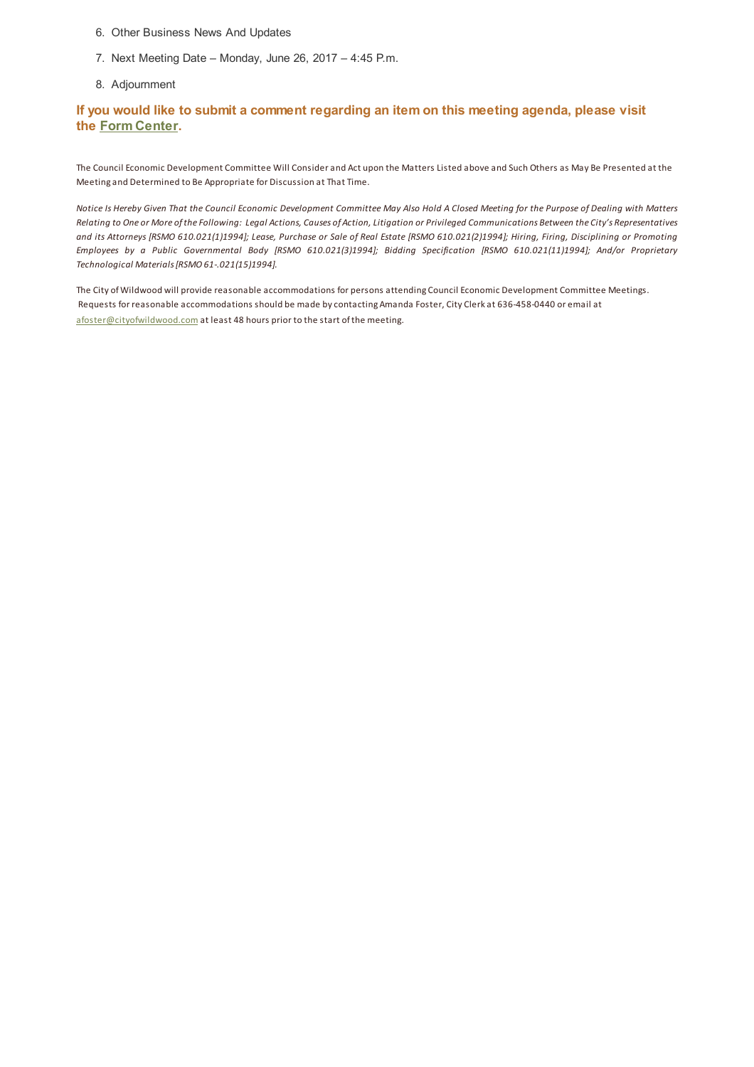6. Other Business News And Updates
7. Next Meeting Date – Monday, June 26, 2017 – 4:45 P.m.
8. Adjournment

**If you would like to submit a comment regarding an item on this meeting agenda, please visit the Form Center.**

The Council Economic Development Committee Will Consider and Act upon the Matters Listed above and Such Others as May Be Presented at the Meeting and Determined to Be Appropriate for Discussion at That Time.

*Notice Is Hereby Given That the Council Economic Development Committee May Also Hold A Closed Meeting for the Purpose of Dealing with Matters Relating to One or More of the Following: Legal Actions, Causes of Action, Litigation or Privileged Communications Between the City's Representatives and its Attorneys [RSMO 610.021(1)1994]; Lease, Purchase or Sale of Real Estate [RSMO 610.021(2)1994]; Hiring, Firing, Disciplining or Promoting Employees by a Public Governmental Body [RSMO 610.021(3)1994]; Bidding Specification [RSMO 610.021(11)1994]; And/or Proprietary Technological Materials [RSMO 61-.021(15)1994].*

The City of Wildwood will provide reasonable accommodations for persons attending Council Economic Development Committee Meetings. Requests for reasonable accommodations should be made by contacting Amanda Foster, City Clerk at 636-458-0440 or email at afoster@cityofwildwood.com at least 48 hours prior to the start of the meeting.